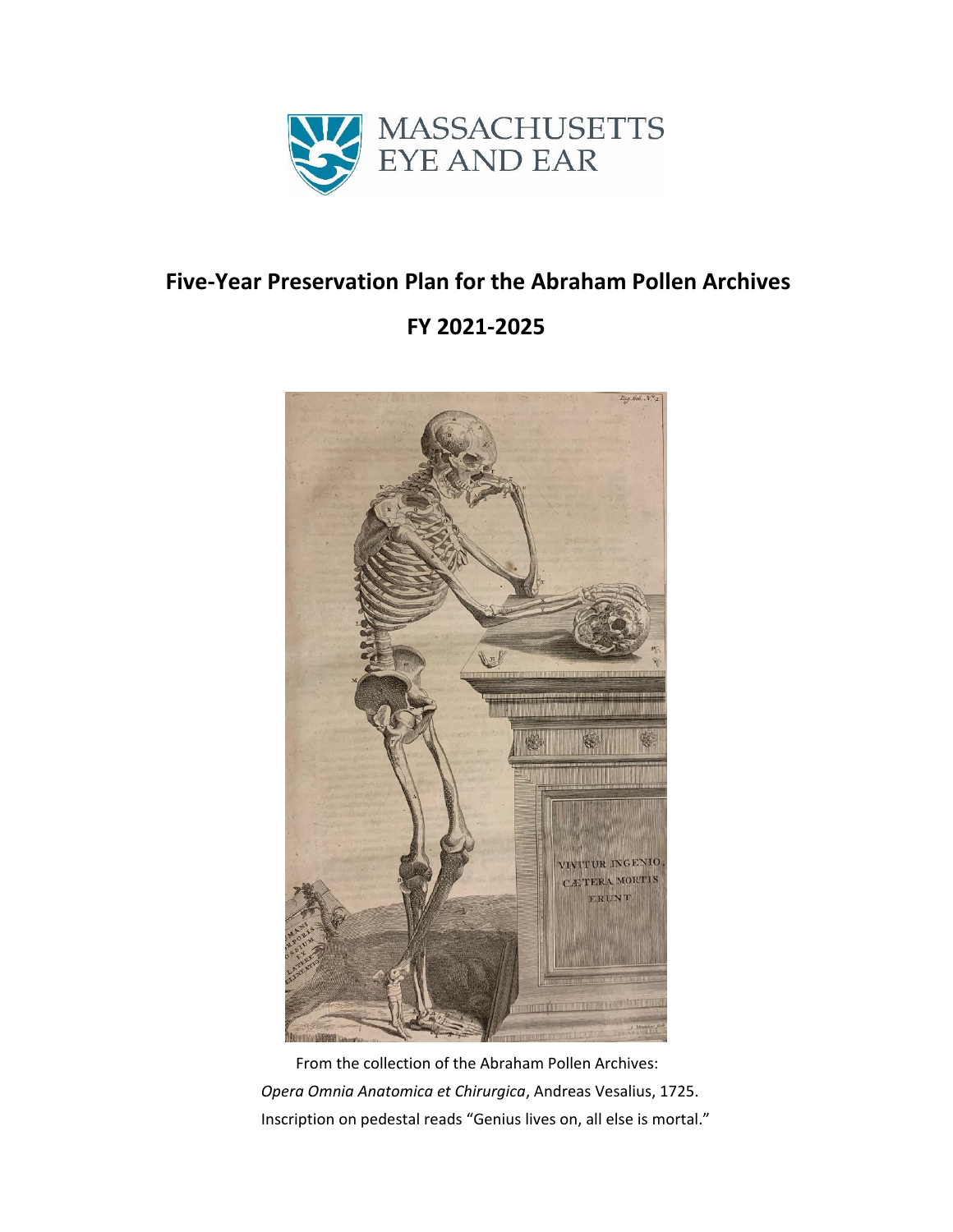MASSACHUSETTS EYE AND EAR

# Five-Year Preservation Plan for the Abraham Pollen Archives

## FY 2021-2025

From the collection of the Abraham Pollen Archives:
*Opera Omnia Anatomica et Chirurgica*, Andreas Vesalius, 1725.
Inscription on pedestal reads "Genius lives on, all else is mortal."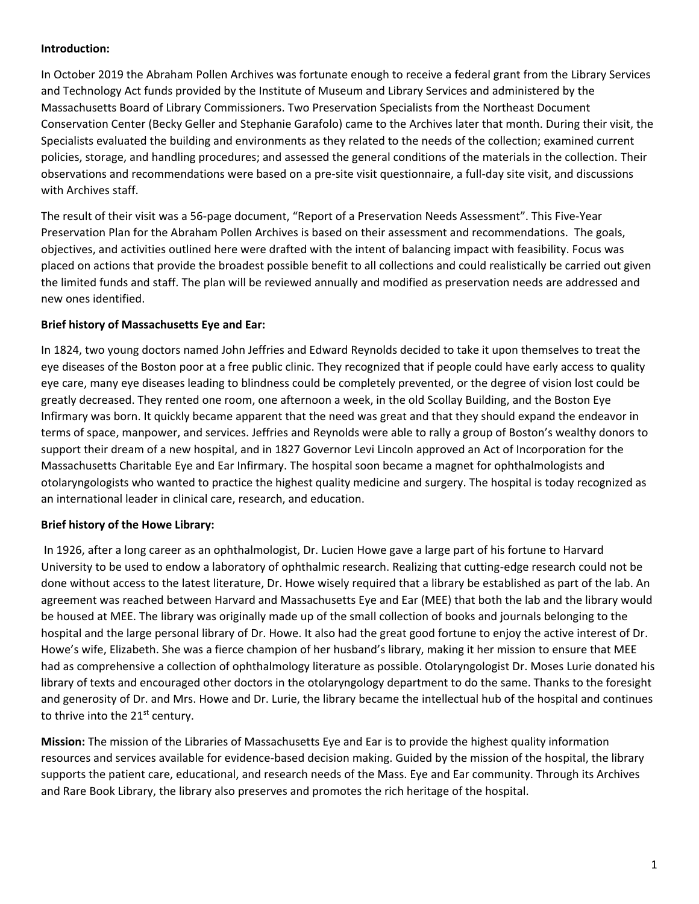**Introduction:**

In October 2019 the Abraham Pollen Archives was fortunate enough to receive a federal grant from the Library Services and Technology Act funds provided by the Institute of Museum and Library Services and administered by the Massachusetts Board of Library Commissioners. Two Preservation Specialists from the Northeast Document Conservation Center (Becky Geller and Stephanie Garafolo) came to the Archives later that month. During their visit, the Specialists evaluated the building and environments as they related to the needs of the collection; examined current policies, storage, and handling procedures; and assessed the general conditions of the materials in the collection. Their observations and recommendations were based on a pre-site visit questionnaire, a full-day site visit, and discussions with Archives staff.

The result of their visit was a 56-page document, "Report of a Preservation Needs Assessment". This Five-Year Preservation Plan for the Abraham Pollen Archives is based on their assessment and recommendations. The goals, objectives, and activities outlined here were drafted with the intent of balancing impact with feasibility. Focus was placed on actions that provide the broadest possible benefit to all collections and could realistically be carried out given the limited funds and staff. The plan will be reviewed annually and modified as preservation needs are addressed and new ones identified.

**Brief history of Massachusetts Eye and Ear:**

In 1824, two young doctors named John Jeffries and Edward Reynolds decided to take it upon themselves to treat the eye diseases of the Boston poor at a free public clinic. They recognized that if people could have early access to quality eye care, many eye diseases leading to blindness could be completely prevented, or the degree of vision lost could be greatly decreased. They rented one room, one afternoon a week, in the old Scollay Building, and the Boston Eye Infirmary was born. It quickly became apparent that the need was great and that they should expand the endeavor in terms of space, manpower, and services. Jeffries and Reynolds were able to rally a group of Boston's wealthy donors to support their dream of a new hospital, and in 1827 Governor Levi Lincoln approved an Act of Incorporation for the Massachusetts Charitable Eye and Ear Infirmary. The hospital soon became a magnet for ophthalmologists and otolaryngologists who wanted to practice the highest quality medicine and surgery. The hospital is today recognized as an international leader in clinical care, research, and education.

**Brief history of the Howe Library:**

In 1926, after a long career as an ophthalmologist, Dr. Lucien Howe gave a large part of his fortune to Harvard University to be used to endow a laboratory of ophthalmic research. Realizing that cutting-edge research could not be done without access to the latest literature, Dr. Howe wisely required that a library be established as part of the lab. An agreement was reached between Harvard and Massachusetts Eye and Ear (MEE) that both the lab and the library would be housed at MEE. The library was originally made up of the small collection of books and journals belonging to the hospital and the large personal library of Dr. Howe. It also had the great good fortune to enjoy the active interest of Dr. Howe's wife, Elizabeth. She was a fierce champion of her husband's library, making it her mission to ensure that MEE had as comprehensive a collection of ophthalmology literature as possible. Otolaryngologist Dr. Moses Lurie donated his library of texts and encouraged other doctors in the otolaryngology department to do the same. Thanks to the foresight and generosity of Dr. and Mrs. Howe and Dr. Lurie, the library became the intellectual hub of the hospital and continues to thrive into the 21st century.

**Mission:** The mission of the Libraries of Massachusetts Eye and Ear is to provide the highest quality information resources and services available for evidence-based decision making. Guided by the mission of the hospital, the library supports the patient care, educational, and research needs of the Mass. Eye and Ear community. Through its Archives and Rare Book Library, the library also preserves and promotes the rich heritage of the hospital.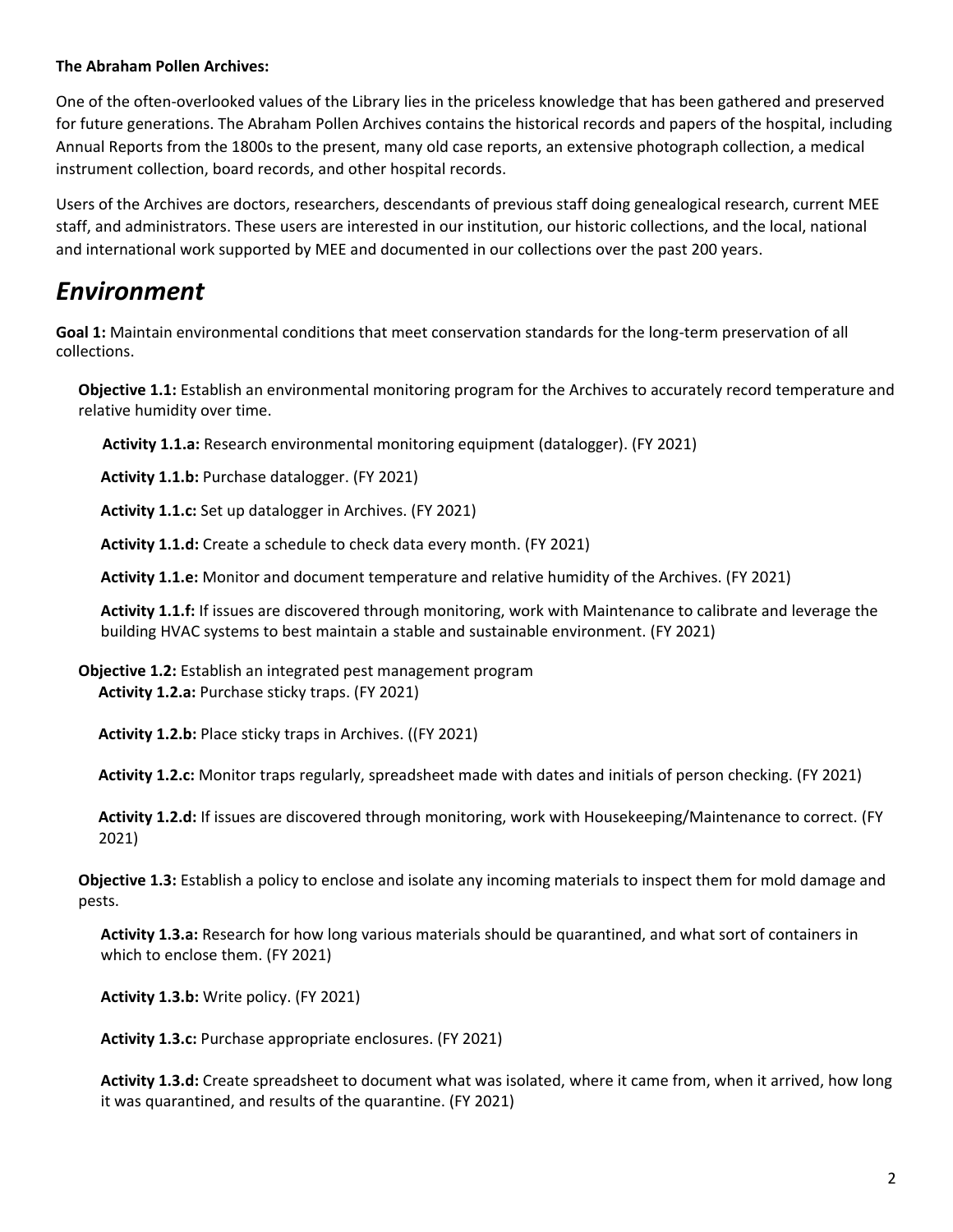**The Abraham Pollen Archives:**

One of the often-overlooked values of the Library lies in the priceless knowledge that has been gathered and preserved for future generations. The Abraham Pollen Archives contains the historical records and papers of the hospital, including Annual Reports from the 1800s to the present, many old case reports, an extensive photograph collection, a medical instrument collection, board records, and other hospital records.

Users of the Archives are doctors, researchers, descendants of previous staff doing genealogical research, current MEE staff, and administrators. These users are interested in our institution, our historic collections, and the local, national and international work supported by MEE and documented in our collections over the past 200 years.

# *Environment*

**Goal 1:** Maintain environmental conditions that meet conservation standards for the long-term preservation of all collections.

**Objective 1.1:** Establish an environmental monitoring program for the Archives to accurately record temperature and relative humidity over time.

**Activity 1.1.a:** Research environmental monitoring equipment (datalogger). (FY 2021)

**Activity 1.1.b:** Purchase datalogger. (FY 2021)

**Activity 1.1.c:** Set up datalogger in Archives. (FY 2021)

**Activity 1.1.d:** Create a schedule to check data every month. (FY 2021)

**Activity 1.1.e:** Monitor and document temperature and relative humidity of the Archives. (FY 2021)

**Activity 1.1.f:** If issues are discovered through monitoring, work with Maintenance to calibrate and leverage the building HVAC systems to best maintain a stable and sustainable environment. (FY 2021)

**Objective 1.2:** Establish an integrated pest management program

**Activity 1.2.a:** Purchase sticky traps. (FY 2021)

**Activity 1.2.b:** Place sticky traps in Archives. ((FY 2021)

**Activity 1.2.c:** Monitor traps regularly, spreadsheet made with dates and initials of person checking. (FY 2021)

**Activity 1.2.d:** If issues are discovered through monitoring, work with Housekeeping/Maintenance to correct. (FY 2021)

**Objective 1.3:** Establish a policy to enclose and isolate any incoming materials to inspect them for mold damage and pests.

**Activity 1.3.a:** Research for how long various materials should be quarantined, and what sort of containers in which to enclose them. (FY 2021)

**Activity 1.3.b:** Write policy. (FY 2021)

**Activity 1.3.c:** Purchase appropriate enclosures. (FY 2021)

**Activity 1.3.d:** Create spreadsheet to document what was isolated, where it came from, when it arrived, how long it was quarantined, and results of the quarantine. (FY 2021)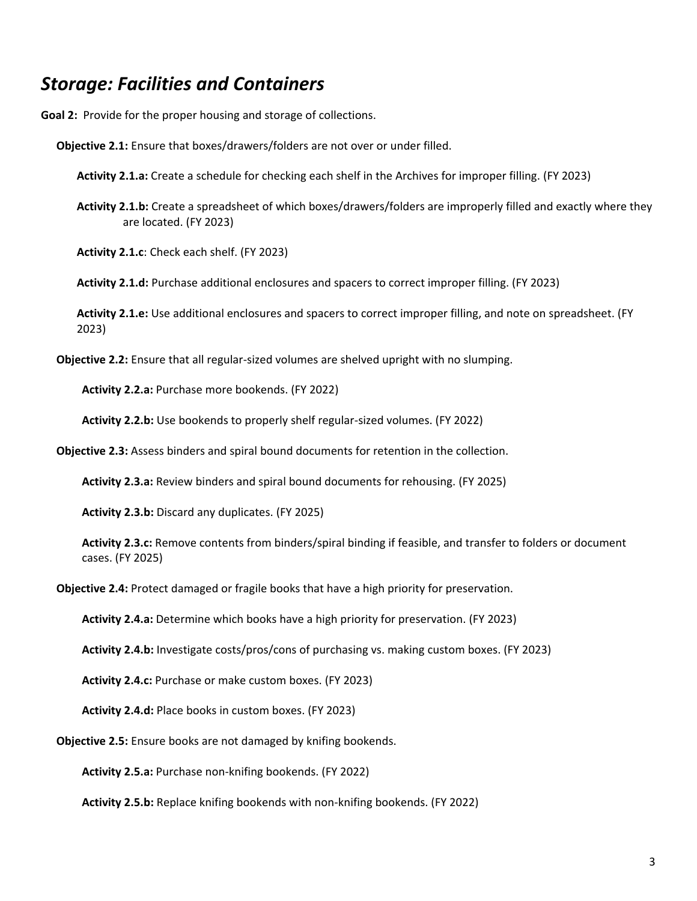## *Storage: Facilities and Containers*

**Goal 2:** Provide for the proper housing and storage of collections.

**Objective 2.1:** Ensure that boxes/drawers/folders are not over or under filled.

**Activity 2.1.a:** Create a schedule for checking each shelf in the Archives for improper filling. (FY 2023)

**Activity 2.1.b:** Create a spreadsheet of which boxes/drawers/folders are improperly filled and exactly where they are located. (FY 2023)

**Activity 2.1.c**: Check each shelf. (FY 2023)

**Activity 2.1.d:** Purchase additional enclosures and spacers to correct improper filling. (FY 2023)

**Activity 2.1.e:** Use additional enclosures and spacers to correct improper filling, and note on spreadsheet. (FY 2023)

**Objective 2.2:** Ensure that all regular-sized volumes are shelved upright with no slumping.

**Activity 2.2.a:** Purchase more bookends. (FY 2022)

**Activity 2.2.b:** Use bookends to properly shelf regular-sized volumes. (FY 2022)

**Objective 2.3:** Assess binders and spiral bound documents for retention in the collection.

**Activity 2.3.a:** Review binders and spiral bound documents for rehousing. (FY 2025)

**Activity 2.3.b:** Discard any duplicates. (FY 2025)

**Activity 2.3.c:** Remove contents from binders/spiral binding if feasible, and transfer to folders or document cases. (FY 2025)

**Objective 2.4:** Protect damaged or fragile books that have a high priority for preservation.

**Activity 2.4.a:** Determine which books have a high priority for preservation. (FY 2023)

**Activity 2.4.b:** Investigate costs/pros/cons of purchasing vs. making custom boxes. (FY 2023)

**Activity 2.4.c:** Purchase or make custom boxes. (FY 2023)

**Activity 2.4.d:** Place books in custom boxes. (FY 2023)

**Objective 2.5:** Ensure books are not damaged by knifing bookends.

**Activity 2.5.a:** Purchase non-knifing bookends. (FY 2022)

**Activity 2.5.b:** Replace knifing bookends with non-knifing bookends. (FY 2022)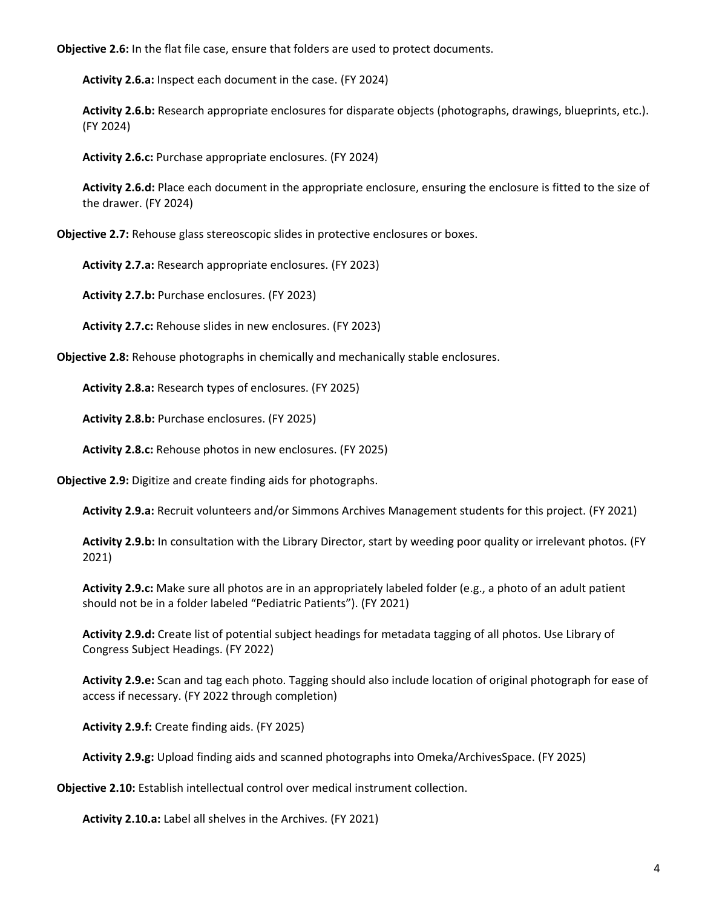**Objective 2.6:** In the flat file case, ensure that folders are used to protect documents.

**Activity 2.6.a:** Inspect each document in the case. (FY 2024)

**Activity 2.6.b:** Research appropriate enclosures for disparate objects (photographs, drawings, blueprints, etc.). (FY 2024)

**Activity 2.6.c:** Purchase appropriate enclosures. (FY 2024)

**Activity 2.6.d:** Place each document in the appropriate enclosure, ensuring the enclosure is fitted to the size of the drawer. (FY 2024)

**Objective 2.7:** Rehouse glass stereoscopic slides in protective enclosures or boxes.

**Activity 2.7.a:** Research appropriate enclosures. (FY 2023)

**Activity 2.7.b:** Purchase enclosures. (FY 2023)

**Activity 2.7.c:** Rehouse slides in new enclosures. (FY 2023)

**Objective 2.8:** Rehouse photographs in chemically and mechanically stable enclosures.

**Activity 2.8.a:** Research types of enclosures. (FY 2025)

**Activity 2.8.b:** Purchase enclosures. (FY 2025)

**Activity 2.8.c:** Rehouse photos in new enclosures. (FY 2025)

**Objective 2.9:** Digitize and create finding aids for photographs.

**Activity 2.9.a:** Recruit volunteers and/or Simmons Archives Management students for this project. (FY 2021)

**Activity 2.9.b:** In consultation with the Library Director, start by weeding poor quality or irrelevant photos. (FY 2021)

**Activity 2.9.c:** Make sure all photos are in an appropriately labeled folder (e.g., a photo of an adult patient should not be in a folder labeled "Pediatric Patients"). (FY 2021)

**Activity 2.9.d:** Create list of potential subject headings for metadata tagging of all photos. Use Library of Congress Subject Headings. (FY 2022)

**Activity 2.9.e:** Scan and tag each photo. Tagging should also include location of original photograph for ease of access if necessary. (FY 2022 through completion)

**Activity 2.9.f:** Create finding aids. (FY 2025)

**Activity 2.9.g:** Upload finding aids and scanned photographs into Omeka/ArchivesSpace. (FY 2025)

**Objective 2.10:** Establish intellectual control over medical instrument collection.

**Activity 2.10.a:** Label all shelves in the Archives. (FY 2021)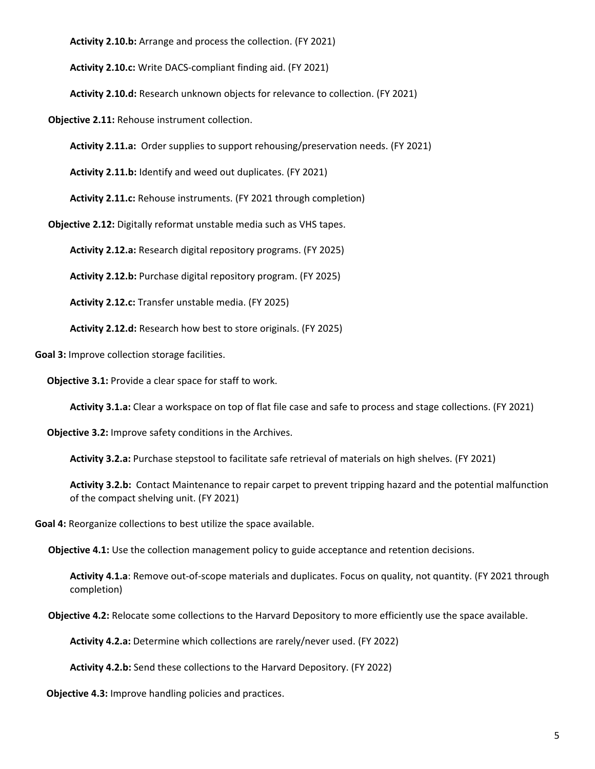**Activity 2.10.b:** Arrange and process the collection. (FY 2021)

**Activity 2.10.c:** Write DACS-compliant finding aid. (FY 2021)

**Activity 2.10.d:** Research unknown objects for relevance to collection. (FY 2021)

**Objective 2.11:** Rehouse instrument collection.

**Activity 2.11.a:** Order supplies to support rehousing/preservation needs. (FY 2021)

**Activity 2.11.b:** Identify and weed out duplicates. (FY 2021)

**Activity 2.11.c:** Rehouse instruments. (FY 2021 through completion)

**Objective 2.12:** Digitally reformat unstable media such as VHS tapes.

**Activity 2.12.a:** Research digital repository programs. (FY 2025)

**Activity 2.12.b:** Purchase digital repository program. (FY 2025)

**Activity 2.12.c:** Transfer unstable media. (FY 2025)

**Activity 2.12.d:** Research how best to store originals. (FY 2025)

**Goal 3:** Improve collection storage facilities.

**Objective 3.1:** Provide a clear space for staff to work.

**Activity 3.1.a:** Clear a workspace on top of flat file case and safe to process and stage collections. (FY 2021)

**Objective 3.2:** Improve safety conditions in the Archives.

**Activity 3.2.a:** Purchase stepstool to facilitate safe retrieval of materials on high shelves. (FY 2021)

**Activity 3.2.b:** Contact Maintenance to repair carpet to prevent tripping hazard and the potential malfunction of the compact shelving unit. (FY 2021)

**Goal 4:** Reorganize collections to best utilize the space available.

**Objective 4.1:** Use the collection management policy to guide acceptance and retention decisions.

**Activity 4.1.a**: Remove out-of-scope materials and duplicates. Focus on quality, not quantity. (FY 2021 through completion)

**Objective 4.2:** Relocate some collections to the Harvard Depository to more efficiently use the space available.

**Activity 4.2.a:** Determine which collections are rarely/never used. (FY 2022)

**Activity 4.2.b:** Send these collections to the Harvard Depository. (FY 2022)

**Objective 4.3:** Improve handling policies and practices.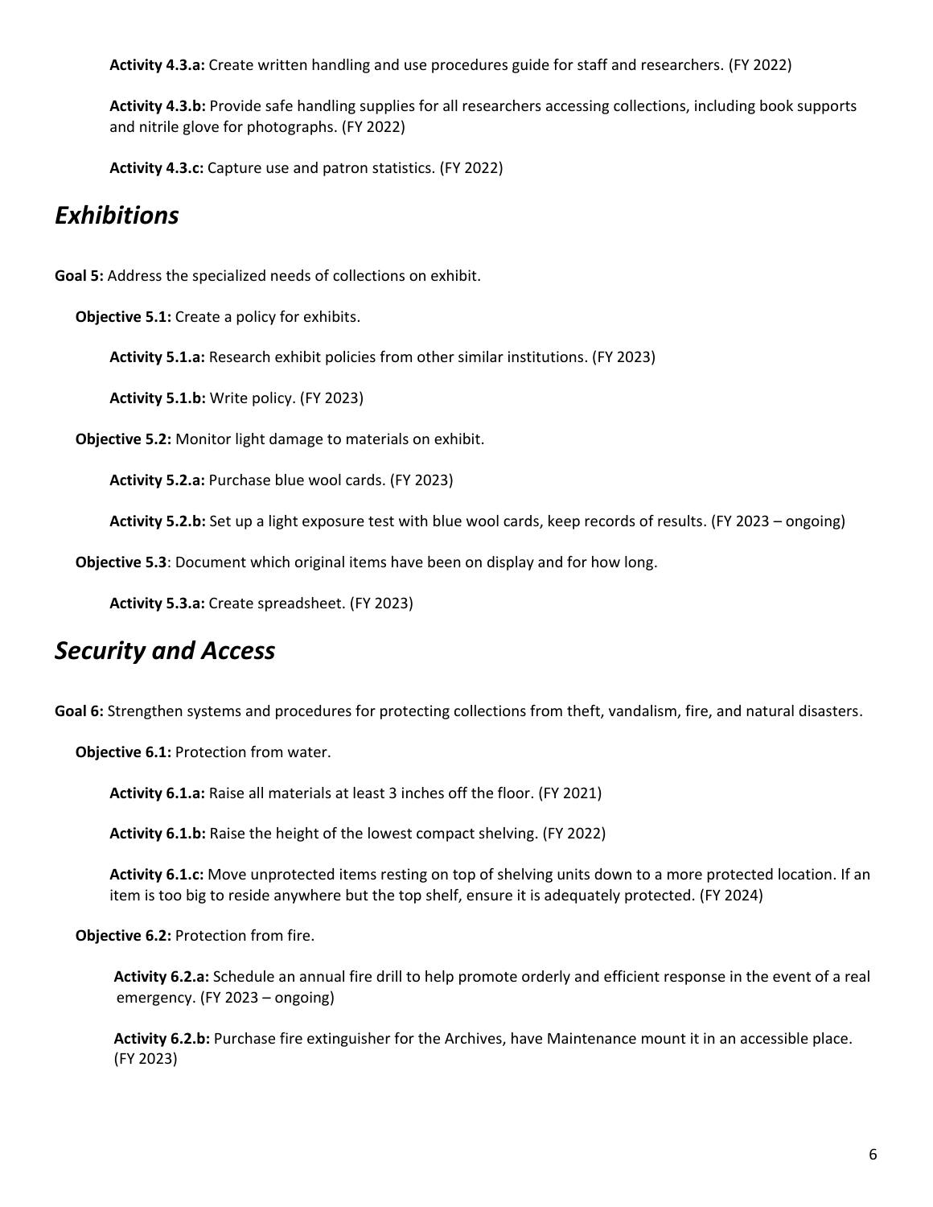**Activity 4.3.a:** Create written handling and use procedures guide for staff and researchers. (FY 2022)

**Activity 4.3.b:** Provide safe handling supplies for all researchers accessing collections, including book supports and nitrile glove for photographs. (FY 2022)

**Activity 4.3.c:** Capture use and patron statistics. (FY 2022)

## *Exhibitions*

**Goal 5:** Address the specialized needs of collections on exhibit.

**Objective 5.1:** Create a policy for exhibits.

**Activity 5.1.a:** Research exhibit policies from other similar institutions. (FY 2023)

**Activity 5.1.b:** Write policy. (FY 2023)

**Objective 5.2:** Monitor light damage to materials on exhibit.

**Activity 5.2.a:** Purchase blue wool cards. (FY 2023)

**Activity 5.2.b:** Set up a light exposure test with blue wool cards, keep records of results. (FY 2023 – ongoing)

**Objective 5.3**: Document which original items have been on display and for how long.

**Activity 5.3.a:** Create spreadsheet. (FY 2023)

## *Security and Access*

**Goal 6:** Strengthen systems and procedures for protecting collections from theft, vandalism, fire, and natural disasters.

**Objective 6.1:** Protection from water.

**Activity 6.1.a:** Raise all materials at least 3 inches off the floor. (FY 2021)

**Activity 6.1.b:** Raise the height of the lowest compact shelving. (FY 2022)

**Activity 6.1.c:** Move unprotected items resting on top of shelving units down to a more protected location. If an item is too big to reside anywhere but the top shelf, ensure it is adequately protected. (FY 2024)

**Objective 6.2:** Protection from fire.

**Activity 6.2.a:** Schedule an annual fire drill to help promote orderly and efficient response in the event of a real emergency. (FY 2023 – ongoing)

**Activity 6.2.b:** Purchase fire extinguisher for the Archives, have Maintenance mount it in an accessible place. (FY 2023)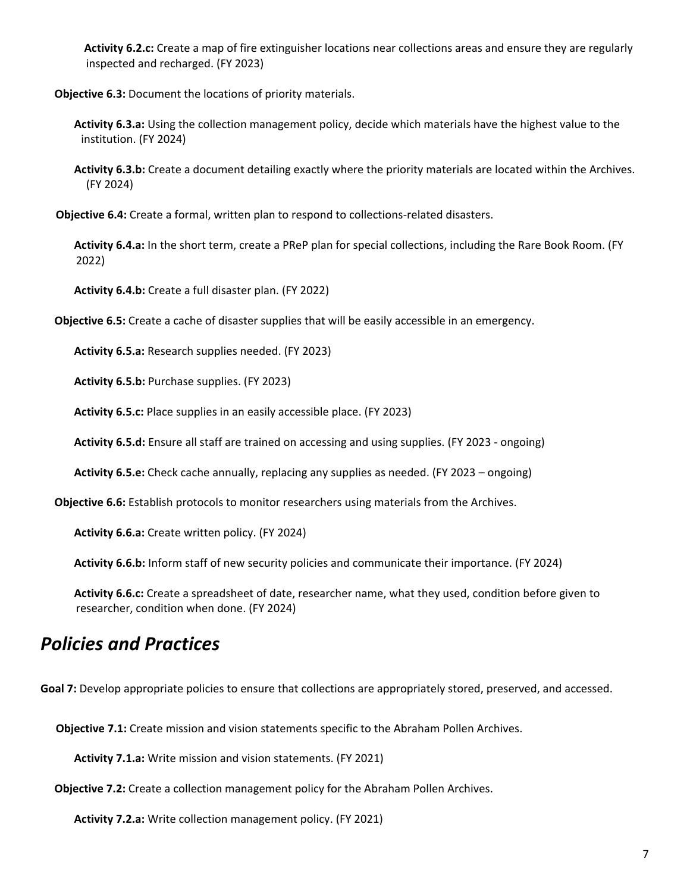**Activity 6.2.c:** Create a map of fire extinguisher locations near collections areas and ensure they are regularly inspected and recharged. (FY 2023)

**Objective 6.3:** Document the locations of priority materials.

**Activity 6.3.a:** Using the collection management policy, decide which materials have the highest value to the institution. (FY 2024)

**Activity 6.3.b:** Create a document detailing exactly where the priority materials are located within the Archives. (FY 2024)

**Objective 6.4:** Create a formal, written plan to respond to collections-related disasters.

**Activity 6.4.a:** In the short term, create a PReP plan for special collections, including the Rare Book Room. (FY 2022)

**Activity 6.4.b:** Create a full disaster plan. (FY 2022)

**Objective 6.5:** Create a cache of disaster supplies that will be easily accessible in an emergency.

**Activity 6.5.a:** Research supplies needed. (FY 2023)

**Activity 6.5.b:** Purchase supplies. (FY 2023)

**Activity 6.5.c:** Place supplies in an easily accessible place. (FY 2023)

**Activity 6.5.d:** Ensure all staff are trained on accessing and using supplies. (FY 2023 - ongoing)

**Activity 6.5.e:** Check cache annually, replacing any supplies as needed. (FY 2023 – ongoing)

**Objective 6.6:** Establish protocols to monitor researchers using materials from the Archives.

**Activity 6.6.a:** Create written policy. (FY 2024)

**Activity 6.6.b:** Inform staff of new security policies and communicate their importance. (FY 2024)

**Activity 6.6.c:** Create a spreadsheet of date, researcher name, what they used, condition before given to researcher, condition when done. (FY 2024)

## *Policies and Practices*

**Goal 7:** Develop appropriate policies to ensure that collections are appropriately stored, preserved, and accessed.

**Objective 7.1:** Create mission and vision statements specific to the Abraham Pollen Archives.

**Activity 7.1.a:** Write mission and vision statements. (FY 2021)

**Objective 7.2:** Create a collection management policy for the Abraham Pollen Archives.

**Activity 7.2.a:** Write collection management policy. (FY 2021)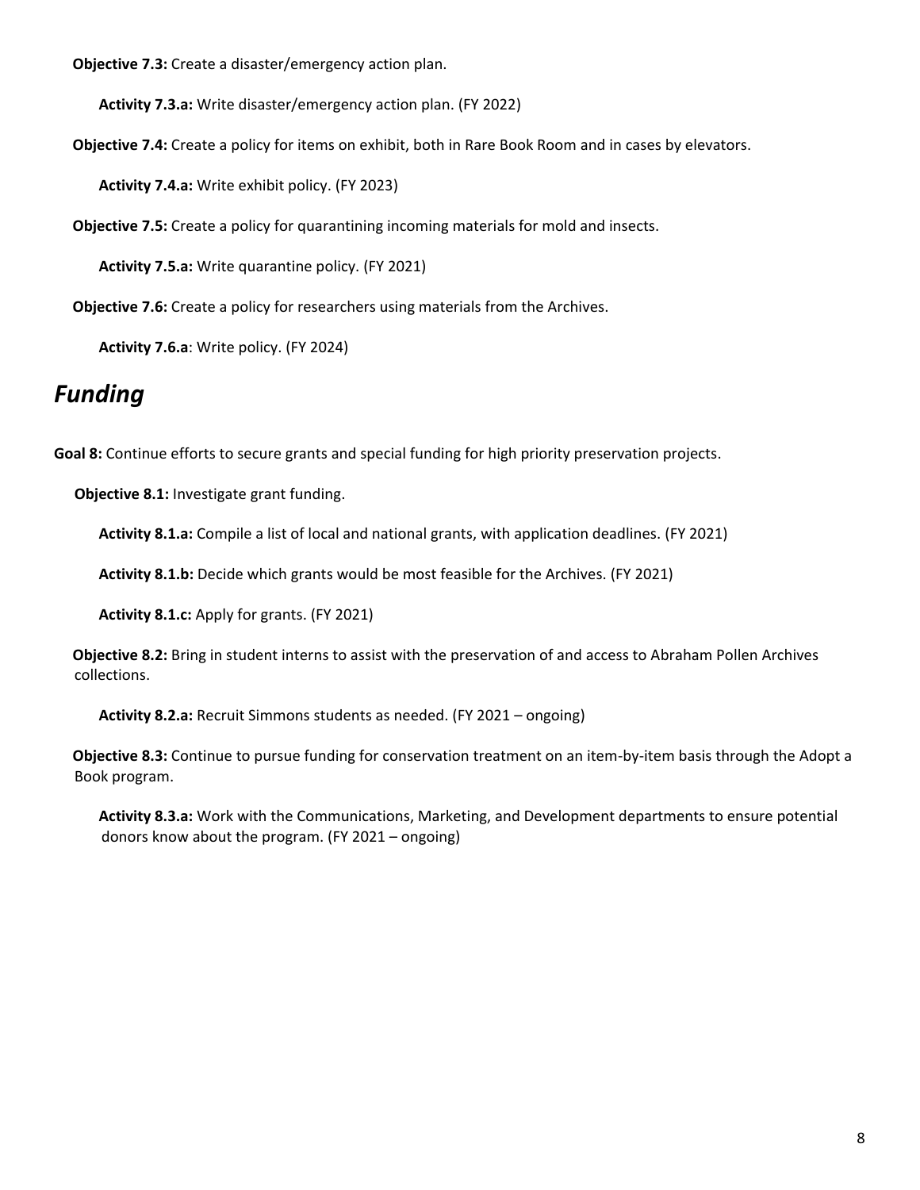**Objective 7.3:** Create a disaster/emergency action plan.

**Activity 7.3.a:** Write disaster/emergency action plan. (FY 2022)

**Objective 7.4:** Create a policy for items on exhibit, both in Rare Book Room and in cases by elevators.

**Activity 7.4.a:** Write exhibit policy. (FY 2023)

**Objective 7.5:** Create a policy for quarantining incoming materials for mold and insects.

**Activity 7.5.a:** Write quarantine policy. (FY 2021)

**Objective 7.6:** Create a policy for researchers using materials from the Archives.

**Activity 7.6.a**: Write policy. (FY 2024)

## *Funding*

**Goal 8:** Continue efforts to secure grants and special funding for high priority preservation projects.

**Objective 8.1:** Investigate grant funding.

**Activity 8.1.a:** Compile a list of local and national grants, with application deadlines. (FY 2021)

**Activity 8.1.b:** Decide which grants would be most feasible for the Archives. (FY 2021)

**Activity 8.1.c:** Apply for grants. (FY 2021)

**Objective 8.2:** Bring in student interns to assist with the preservation of and access to Abraham Pollen Archives collections.

**Activity 8.2.a:** Recruit Simmons students as needed. (FY 2021 – ongoing)

**Objective 8.3:** Continue to pursue funding for conservation treatment on an item-by-item basis through the Adopt a Book program.

**Activity 8.3.a:** Work with the Communications, Marketing, and Development departments to ensure potential donors know about the program. (FY 2021 – ongoing)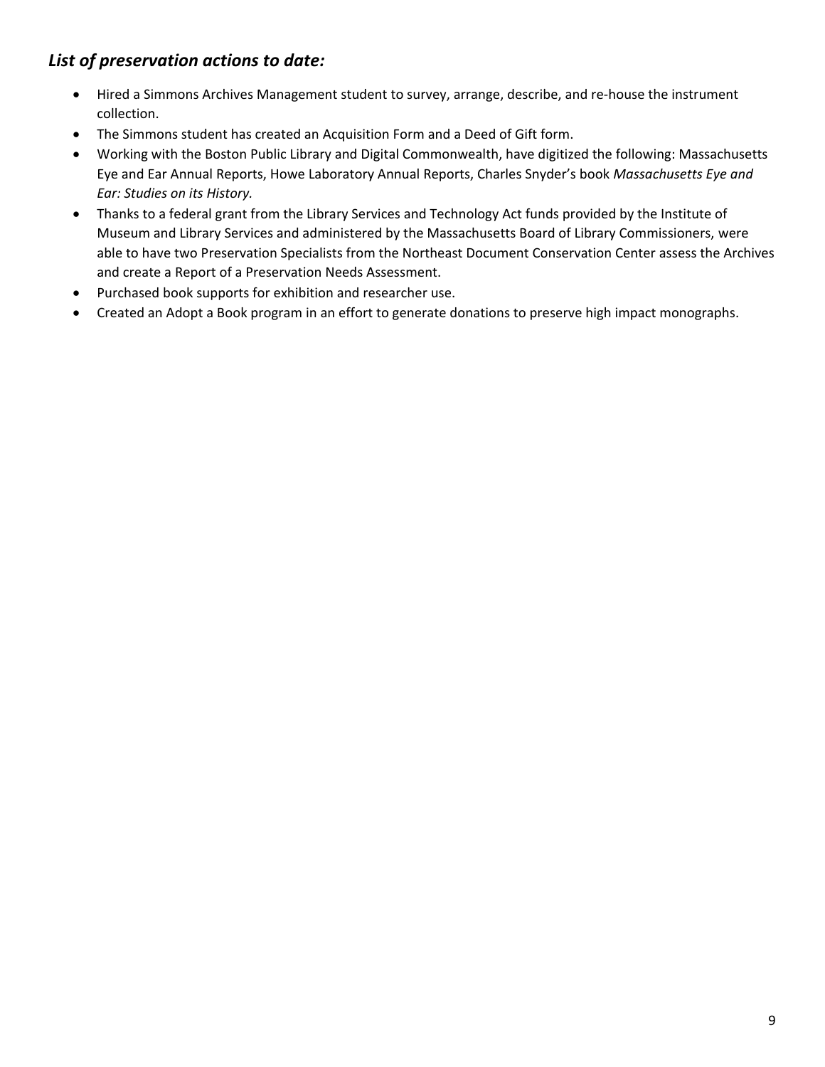### *List of preservation actions to date:*

- Hired a Simmons Archives Management student to survey, arrange, describe, and re-house the instrument collection.
- The Simmons student has created an Acquisition Form and a Deed of Gift form.
- Working with the Boston Public Library and Digital Commonwealth, have digitized the following: Massachusetts Eye and Ear Annual Reports, Howe Laboratory Annual Reports, Charles Snyder's book *Massachusetts Eye and Ear: Studies on its History.*
- Thanks to a federal grant from the Library Services and Technology Act funds provided by the Institute of Museum and Library Services and administered by the Massachusetts Board of Library Commissioners, were able to have two Preservation Specialists from the Northeast Document Conservation Center assess the Archives and create a Report of a Preservation Needs Assessment.
- Purchased book supports for exhibition and researcher use.
- Created an Adopt a Book program in an effort to generate donations to preserve high impact monographs.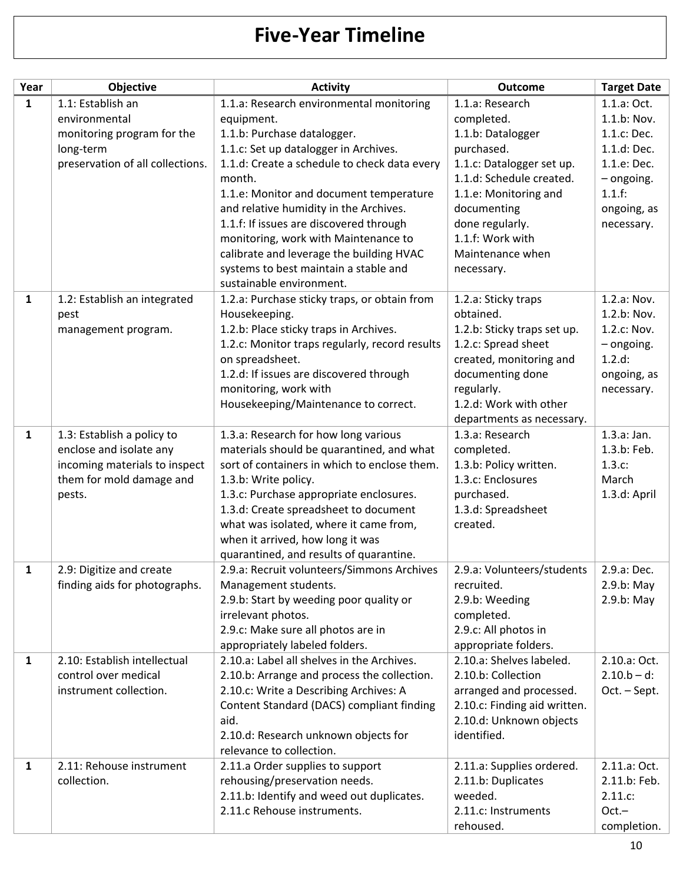# Five-Year Timeline

| Year | Objective | Activity | Outcome | Target Date |
|---|---|---|---|---|
| **1** | 1.1: Establish an environmental monitoring program for the long-term preservation of all collections. | 1.1.a: Research environmental monitoring equipment.<br>1.1.b: Purchase datalogger.<br>1.1.c: Set up datalogger in Archives.<br>1.1.d: Create a schedule to check data every month.<br>1.1.e: Monitor and document temperature and relative humidity in the Archives.<br>1.1.f: If issues are discovered through monitoring, work with Maintenance to calibrate and leverage the building HVAC systems to best maintain a stable and sustainable environment. | 1.1.a: Research completed.<br>1.1.b: Datalogger purchased.<br>1.1.c: Datalogger set up.<br>1.1.d: Schedule created.<br>1.1.e: Monitoring and documenting done regularly.<br>1.1.f: Work with Maintenance when necessary. | 1.1.a: Oct.<br>1.1.b: Nov.<br>1.1.c: Dec.<br>1.1.d: Dec.<br>1.1.e: Dec. – ongoing.<br>1.1.f: ongoing, as necessary. |
| **1** | 1.2: Establish an integrated pest management program. | 1.2.a: Purchase sticky traps, or obtain from Housekeeping.<br>1.2.b: Place sticky traps in Archives.<br>1.2.c: Monitor traps regularly, record results on spreadsheet.<br>1.2.d: If issues are discovered through monitoring, work with Housekeeping/Maintenance to correct. | 1.2.a: Sticky traps obtained.<br>1.2.b: Sticky traps set up.<br>1.2.c: Spread sheet created, monitoring and documenting done regularly.<br>1.2.d: Work with other departments as necessary. | 1.2.a: Nov.<br>1.2.b: Nov.<br>1.2.c: Nov. – ongoing.<br>1.2.d: ongoing, as necessary. |
| **1** | 1.3: Establish a policy to enclose and isolate any incoming materials to inspect them for mold damage and pests. | 1.3.a: Research for how long various materials should be quarantined, and what sort of containers in which to enclose them.<br>1.3.b: Write policy.<br>1.3.c: Purchase appropriate enclosures.<br>1.3.d: Create spreadsheet to document what was isolated, where it came from, when it arrived, how long it was quarantined, and results of quarantine. | 1.3.a: Research completed.<br>1.3.b: Policy written.<br>1.3.c: Enclosures purchased.<br>1.3.d: Spreadsheet created. | 1.3.a: Jan.<br>1.3.b: Feb.<br>1.3.c: March<br>1.3.d: April |
| **1** | 2.9: Digitize and create finding aids for photographs. | 2.9.a: Recruit volunteers/Simmons Archives Management students.<br>2.9.b: Start by weeding poor quality or irrelevant photos.<br>2.9.c: Make sure all photos are in appropriately labeled folders. | 2.9.a: Volunteers/students recruited.<br>2.9.b: Weeding completed.<br>2.9.c: All photos in appropriate folders. | 2.9.a: Dec.<br>2.9.b: May<br>2.9.b: May |
| **1** | 2.10: Establish intellectual control over medical instrument collection. | 2.10.a: Label all shelves in the Archives.<br>2.10.b: Arrange and process the collection.<br>2.10.c: Write a Describing Archives: A Content Standard (DACS) compliant finding aid.<br>2.10.d: Research unknown objects for relevance to collection. | 2.10.a: Shelves labeled.<br>2.10.b: Collection arranged and processed.<br>2.10.c: Finding aid written.<br>2.10.d: Unknown objects identified. | 2.10.a: Oct.<br>2.10.b – d: Oct. – Sept. |
| **1** | 2.11: Rehouse instrument collection. | 2.11.a Order supplies to support rehousing/preservation needs.<br>2.11.b: Identify and weed out duplicates.<br>2.11.c Rehouse instruments. | 2.11.a: Supplies ordered.<br>2.11.b: Duplicates weeded.<br>2.11.c: Instruments rehoused. | 2.11.a: Oct.<br>2.11.b: Feb.<br>2.11.c: Oct.– completion. |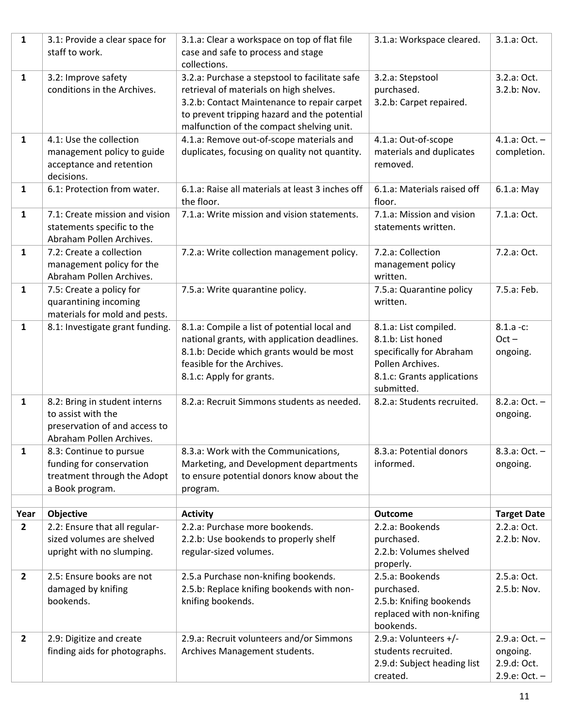| 1 | 3.1: Provide a clear space for staff to work. | 3.1.a: Clear a workspace on top of flat file case and safe to process and stage collections. | 3.1.a: Workspace cleared. | 3.1.a: Oct. |
|---|---|---|---|---|
| 1 | 3.2: Improve safety conditions in the Archives. | 3.2.a: Purchase a stepstool to facilitate safe retrieval of materials on high shelves.<br>3.2.b: Contact Maintenance to repair carpet to prevent tripping hazard and the potential malfunction of the compact shelving unit. | 3.2.a: Stepstool purchased.<br>3.2.b: Carpet repaired. | 3.2.a: Oct.<br>3.2.b: Nov. |
| 1 | 4.1: Use the collection management policy to guide acceptance and retention decisions. | 4.1.a: Remove out-of-scope materials and duplicates, focusing on quality not quantity. | 4.1.a: Out-of-scope materials and duplicates removed. | 4.1.a: Oct. – completion. |
| 1 | 6.1: Protection from water. | 6.1.a: Raise all materials at least 3 inches off the floor. | 6.1.a: Materials raised off floor. | 6.1.a: May |
| 1 | 7.1: Create mission and vision statements specific to the Abraham Pollen Archives. | 7.1.a: Write mission and vision statements. | 7.1.a: Mission and vision statements written. | 7.1.a: Oct. |
| 1 | 7.2: Create a collection management policy for the Abraham Pollen Archives. | 7.2.a: Write collection management policy. | 7.2.a: Collection management policy written. | 7.2.a: Oct. |
| 1 | 7.5: Create a policy for quarantining incoming materials for mold and pests. | 7.5.a: Write quarantine policy. | 7.5.a: Quarantine policy written. | 7.5.a: Feb. |
| 1 | 8.1: Investigate grant funding. | 8.1.a: Compile a list of potential local and national grants, with application deadlines.<br>8.1.b: Decide which grants would be most feasible for the Archives.<br>8.1.c: Apply for grants. | 8.1.a: List compiled.<br>8.1.b: List honed specifically for Abraham Pollen Archives.<br>8.1.c: Grants applications submitted. | 8.1.a -c: Oct – ongoing. |
| 1 | 8.2: Bring in student interns to assist with the preservation of and access to Abraham Pollen Archives. | 8.2.a: Recruit Simmons students as needed. | 8.2.a: Students recruited. | 8.2.a: Oct. – ongoing. |
| 1 | 8.3: Continue to pursue funding for conservation treatment through the Adopt a Book program. | 8.3.a: Work with the Communications, Marketing, and Development departments to ensure potential donors know about the program. | 8.3.a: Potential donors informed. | 8.3.a: Oct. – ongoing. |
| | | | | |
| **Year** | **Objective** | **Activity** | **Outcome** | **Target Date** |
| 2 | 2.2: Ensure that all regular-sized volumes are shelved upright with no slumping. | 2.2.a: Purchase more bookends.<br>2.2.b: Use bookends to properly shelf regular-sized volumes. | 2.2.a: Bookends purchased.<br>2.2.b: Volumes shelved properly. | 2.2.a: Oct.<br>2.2.b: Nov. |
| 2 | 2.5: Ensure books are not damaged by knifing bookends. | 2.5.a Purchase non-knifing bookends.<br>2.5.b: Replace knifing bookends with non-knifing bookends. | 2.5.a: Bookends purchased.<br>2.5.b: Knifing bookends replaced with non-knifing bookends. | 2.5.a: Oct.<br>2.5.b: Nov. |
| 2 | 2.9: Digitize and create finding aids for photographs. | 2.9.a: Recruit volunteers and/or Simmons Archives Management students. | 2.9.a: Volunteers +/- students recruited.<br>2.9.d: Subject heading list created. | 2.9.a: Oct. – ongoing.<br>2.9.d: Oct.<br>2.9.e: Oct. – |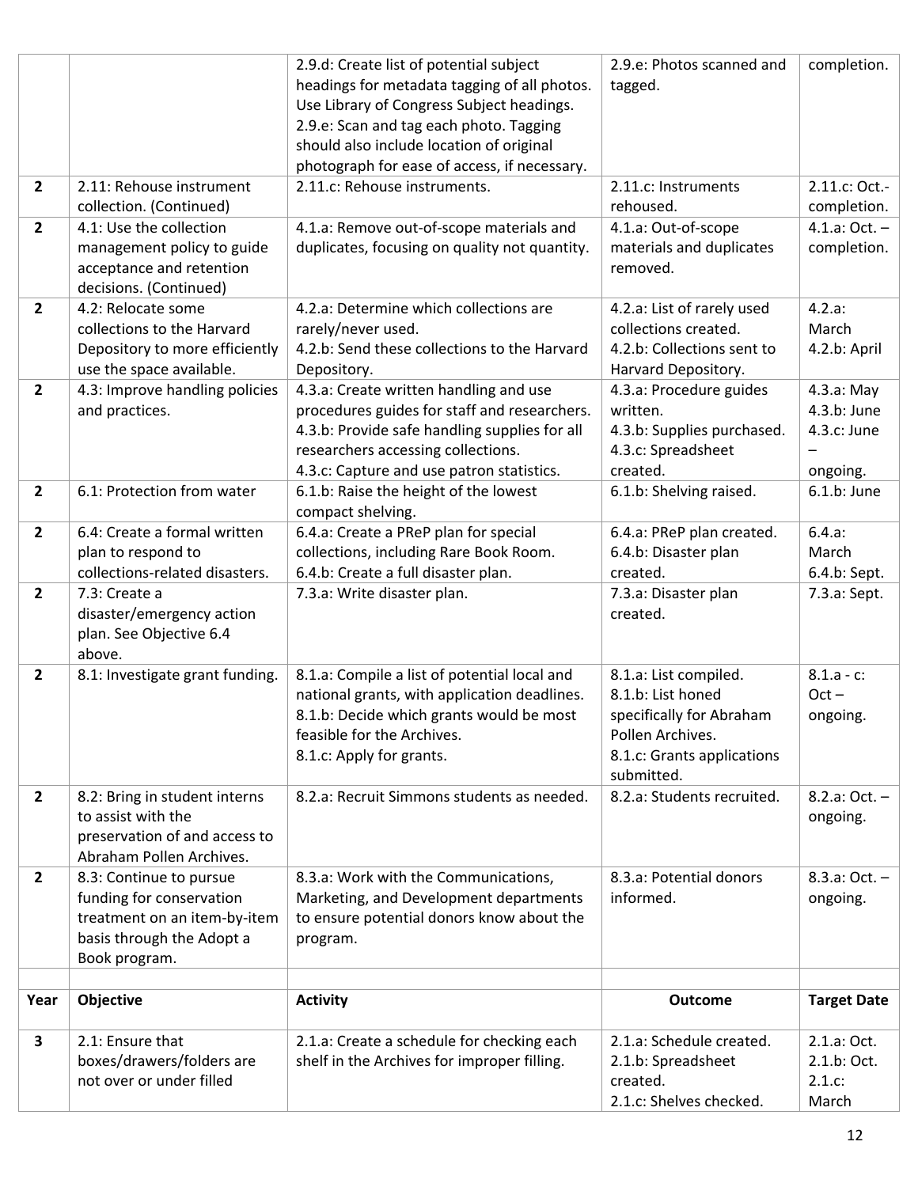| | | 2.9.d: Create list of potential subject headings for metadata tagging of all photos. Use Library of Congress Subject headings.<br>2.9.e: Scan and tag each photo. Tagging should also include location of original photograph for ease of access, if necessary. | 2.9.e: Photos scanned and tagged. | completion. |
|---|---|---|---|---|
| **2** | 2.11: Rehouse instrument collection. (Continued) | 2.11.c: Rehouse instruments. | 2.11.c: Instruments rehoused. | 2.11.c: Oct.- completion. |
| **2** | 4.1: Use the collection management policy to guide acceptance and retention decisions. (Continued) | 4.1.a: Remove out-of-scope materials and duplicates, focusing on quality not quantity. | 4.1.a: Out-of-scope materials and duplicates removed. | 4.1.a: Oct. – completion. |
| **2** | 4.2: Relocate some collections to the Harvard Depository to more efficiently use the space available. | 4.2.a: Determine which collections are rarely/never used.<br>4.2.b: Send these collections to the Harvard Depository. | 4.2.a: List of rarely used collections created.<br>4.2.b: Collections sent to Harvard Depository. | 4.2.a: March<br>4.2.b: April |
| **2** | 4.3: Improve handling policies and practices. | 4.3.a: Create written handling and use procedures guides for staff and researchers.<br>4.3.b: Provide safe handling supplies for all researchers accessing collections.<br>4.3.c: Capture and use patron statistics. | 4.3.a: Procedure guides written.<br>4.3.b: Supplies purchased.<br>4.3.c: Spreadsheet created. | 4.3.a: May<br>4.3.b: June<br>4.3.c: June – ongoing. |
| **2** | 6.1: Protection from water | 6.1.b: Raise the height of the lowest compact shelving. | 6.1.b: Shelving raised. | 6.1.b: June |
| **2** | 6.4: Create a formal written plan to respond to collections-related disasters. | 6.4.a: Create a PReP plan for special collections, including Rare Book Room.<br>6.4.b: Create a full disaster plan. | 6.4.a: PReP plan created.<br>6.4.b: Disaster plan created. | 6.4.a: March<br>6.4.b: Sept. |
| **2** | 7.3: Create a disaster/emergency action plan. See Objective 6.4 above. | 7.3.a: Write disaster plan. | 7.3.a: Disaster plan created. | 7.3.a: Sept. |
| **2** | 8.1: Investigate grant funding. | 8.1.a: Compile a list of potential local and national grants, with application deadlines.<br>8.1.b: Decide which grants would be most feasible for the Archives.<br>8.1.c: Apply for grants. | 8.1.a: List compiled.<br>8.1.b: List honed specifically for Abraham Pollen Archives.<br>8.1.c: Grants applications submitted. | 8.1.a - c: Oct – ongoing. |
| **2** | 8.2: Bring in student interns to assist with the preservation of and access to Abraham Pollen Archives. | 8.2.a: Recruit Simmons students as needed. | 8.2.a: Students recruited. | 8.2.a: Oct. – ongoing. |
| **2** | 8.3: Continue to pursue funding for conservation treatment on an item-by-item basis through the Adopt a Book program. | 8.3.a: Work with the Communications, Marketing, and Development departments to ensure potential donors know about the program. | 8.3.a: Potential donors informed. | 8.3.a: Oct. – ongoing. |
| | | | | |
| **Year** | **Objective** | **Activity** | **Outcome** | **Target Date** |
| **3** | 2.1: Ensure that boxes/drawers/folders are not over or under filled | 2.1.a: Create a schedule for checking each shelf in the Archives for improper filling. | 2.1.a: Schedule created.<br>2.1.b: Spreadsheet created.<br>2.1.c: Shelves checked. | 2.1.a: Oct.<br>2.1.b: Oct.<br>2.1.c: March |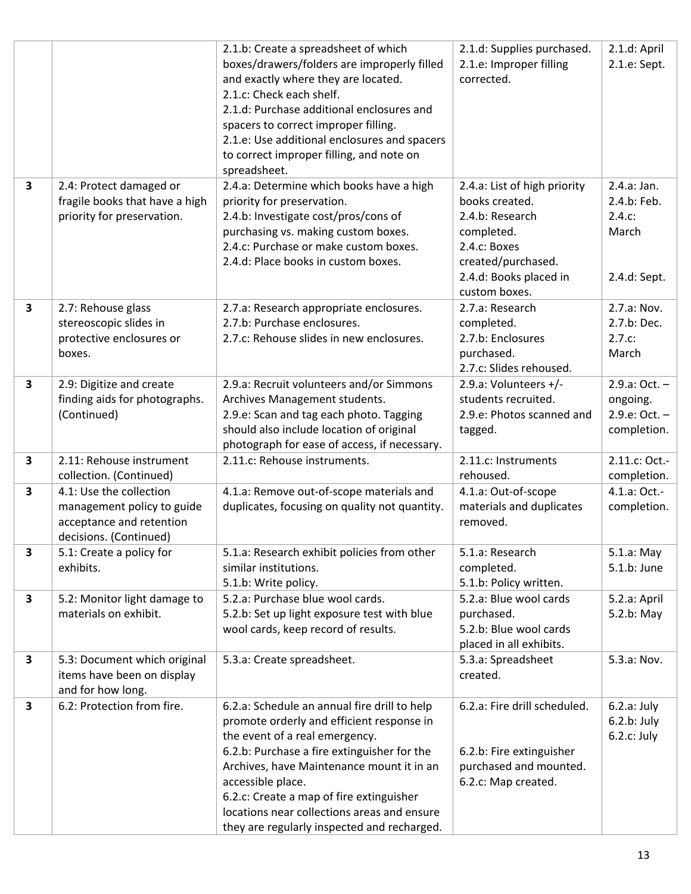| | | | | |
|---|---|---|---|---|
| | | 2.1.b: Create a spreadsheet of which boxes/drawers/folders are improperly filled and exactly where they are located.<br>2.1.c: Check each shelf.<br>2.1.d: Purchase additional enclosures and spacers to correct improper filling.<br>2.1.e: Use additional enclosures and spacers to correct improper filling, and note on spreadsheet. | 2.1.d: Supplies purchased.<br>2.1.e: Improper filling corrected. | 2.1.d: April<br>2.1.e: Sept. |
| **3** | 2.4: Protect damaged or fragile books that have a high priority for preservation. | 2.4.a: Determine which books have a high priority for preservation.<br>2.4.b: Investigate cost/pros/cons of purchasing vs. making custom boxes.<br>2.4.c: Purchase or make custom boxes.<br>2.4.d: Place books in custom boxes. | 2.4.a: List of high priority books created.<br>2.4.b: Research completed.<br>2.4.c: Boxes created/purchased.<br>2.4.d: Books placed in custom boxes. | 2.4.a: Jan.<br>2.4.b: Feb.<br>2.4.c: March<br>2.4.d: Sept. |
| **3** | 2.7: Rehouse glass stereoscopic slides in protective enclosures or boxes. | 2.7.a: Research appropriate enclosures.<br>2.7.b: Purchase enclosures.<br>2.7.c: Rehouse slides in new enclosures. | 2.7.a: Research completed.<br>2.7.b: Enclosures purchased.<br>2.7.c: Slides rehoused. | 2.7.a: Nov.<br>2.7.b: Dec.<br>2.7.c: March |
| **3** | 2.9: Digitize and create finding aids for photographs. (Continued) | 2.9.a: Recruit volunteers and/or Simmons Archives Management students.<br>2.9.e: Scan and tag each photo. Tagging should also include location of original photograph for ease of access, if necessary. | 2.9.a: Volunteers +/- students recruited.<br>2.9.e: Photos scanned and tagged. | 2.9.a: Oct. – ongoing.<br>2.9.e: Oct. – completion. |
| **3** | 2.11: Rehouse instrument collection. (Continued) | 2.11.c: Rehouse instruments. | 2.11.c: Instruments rehoused. | 2.11.c: Oct.-completion. |
| **3** | 4.1: Use the collection management policy to guide acceptance and retention decisions. (Continued) | 4.1.a: Remove out-of-scope materials and duplicates, focusing on quality not quantity. | 4.1.a: Out-of-scope materials and duplicates removed. | 4.1.a: Oct.-completion. |
| **3** | 5.1: Create a policy for exhibits. | 5.1.a: Research exhibit policies from other similar institutions.<br>5.1.b: Write policy. | 5.1.a: Research completed.<br>5.1.b: Policy written. | 5.1.a: May<br>5.1.b: June |
| **3** | 5.2: Monitor light damage to materials on exhibit. | 5.2.a: Purchase blue wool cards.<br>5.2.b: Set up light exposure test with blue wool cards, keep record of results. | 5.2.a: Blue wool cards purchased.<br>5.2.b: Blue wool cards placed in all exhibits. | 5.2.a: April<br>5.2.b: May |
| **3** | 5.3: Document which original items have been on display and for how long. | 5.3.a: Create spreadsheet. | 5.3.a: Spreadsheet created. | 5.3.a: Nov. |
| **3** | 6.2: Protection from fire. | 6.2.a: Schedule an annual fire drill to help promote orderly and efficient response in the event of a real emergency.<br>6.2.b: Purchase a fire extinguisher for the Archives, have Maintenance mount it in an accessible place.<br>6.2.c: Create a map of fire extinguisher locations near collections areas and ensure they are regularly inspected and recharged. | 6.2.a: Fire drill scheduled.<br>6.2.b: Fire extinguisher purchased and mounted.<br>6.2.c: Map created. | 6.2.a: July<br>6.2.b: July<br>6.2.c: July |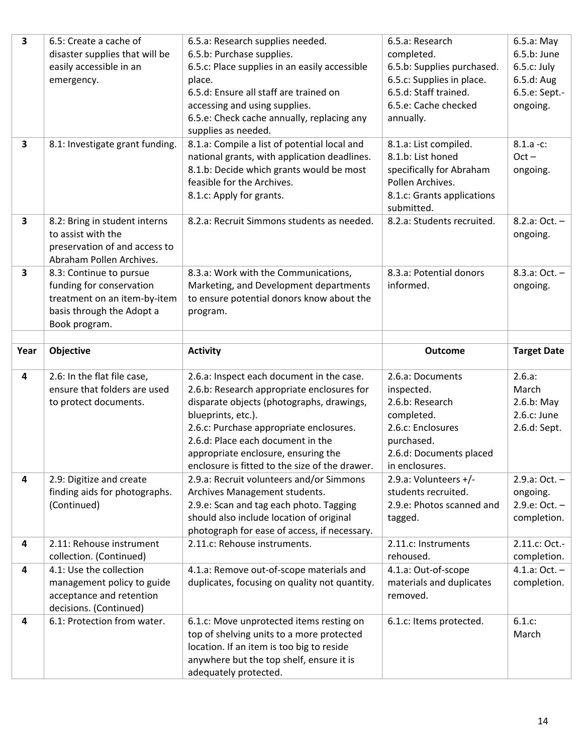| Year | Objective | Activity | Outcome | Target Date |
|---|---|---|---|---|
| 3 | 6.5: Create a cache of disaster supplies that will be easily accessible in an emergency. | 6.5.a: Research supplies needed.<br>6.5.b: Purchase supplies.<br>6.5.c: Place supplies in an easily accessible place.<br>6.5.d: Ensure all staff are trained on accessing and using supplies.<br>6.5.e: Check cache annually, replacing any supplies as needed. | 6.5.a: Research completed.<br>6.5.b: Supplies purchased.<br>6.5.c: Supplies in place.<br>6.5.d: Staff trained.<br>6.5.e: Cache checked annually. | 6.5.a: May<br>6.5.b: June<br>6.5.c: July<br>6.5.d: Aug<br>6.5.e: Sept.-ongoing. |
| 3 | 8.1: Investigate grant funding. | 8.1.a: Compile a list of potential local and national grants, with application deadlines.<br>8.1.b: Decide which grants would be most feasible for the Archives.<br>8.1.c: Apply for grants. | 8.1.a: List compiled.<br>8.1.b: List honed specifically for Abraham Pollen Archives.<br>8.1.c: Grants applications submitted. | 8.1.a -c: Oct – ongoing. |
| 3 | 8.2: Bring in student interns to assist with the preservation of and access to Abraham Pollen Archives. | 8.2.a: Recruit Simmons students as needed. | 8.2.a: Students recruited. | 8.2.a: Oct. – ongoing. |
| 3 | 8.3: Continue to pursue funding for conservation treatment on an item-by-item basis through the Adopt a Book program. | 8.3.a: Work with the Communications, Marketing, and Development departments to ensure potential donors know about the program. | 8.3.a: Potential donors informed. | 8.3.a: Oct. – ongoing. |
| | | | | |
| **Year** | **Objective** | **Activity** | **Outcome** | **Target Date** |
| 4 | 2.6: In the flat file case, ensure that folders are used to protect documents. | 2.6.a: Inspect each document in the case.<br>2.6.b: Research appropriate enclosures for disparate objects (photographs, drawings, blueprints, etc.).<br>2.6.c: Purchase appropriate enclosures.<br>2.6.d: Place each document in the appropriate enclosure, ensuring the enclosure is fitted to the size of the drawer. | 2.6.a: Documents inspected.<br>2.6.b: Research completed.<br>2.6.c: Enclosures purchased.<br>2.6.d: Documents placed in enclosures. | 2.6.a: March<br>2.6.b: May<br>2.6.c: June<br>2.6.d: Sept. |
| 4 | 2.9: Digitize and create finding aids for photographs. (Continued) | 2.9.a: Recruit volunteers and/or Simmons Archives Management students.<br>2.9.e: Scan and tag each photo. Tagging should also include location of original photograph for ease of access, if necessary. | 2.9.a: Volunteers +/- students recruited.<br>2.9.e: Photos scanned and tagged. | 2.9.a: Oct. – ongoing.<br>2.9.e: Oct. – completion. |
| 4 | 2.11: Rehouse instrument collection. (Continued) | 2.11.c: Rehouse instruments. | 2.11.c: Instruments rehoused. | 2.11.c: Oct.-completion. |
| 4 | 4.1: Use the collection management policy to guide acceptance and retention decisions. (Continued) | 4.1.a: Remove out-of-scope materials and duplicates, focusing on quality not quantity. | 4.1.a: Out-of-scope materials and duplicates removed. | 4.1.a: Oct. – completion. |
| 4 | 6.1: Protection from water. | 6.1.c: Move unprotected items resting on top of shelving units to a more protected location. If an item is too big to reside anywhere but the top shelf, ensure it is adequately protected. | 6.1.c: Items protected. | 6.1.c: March |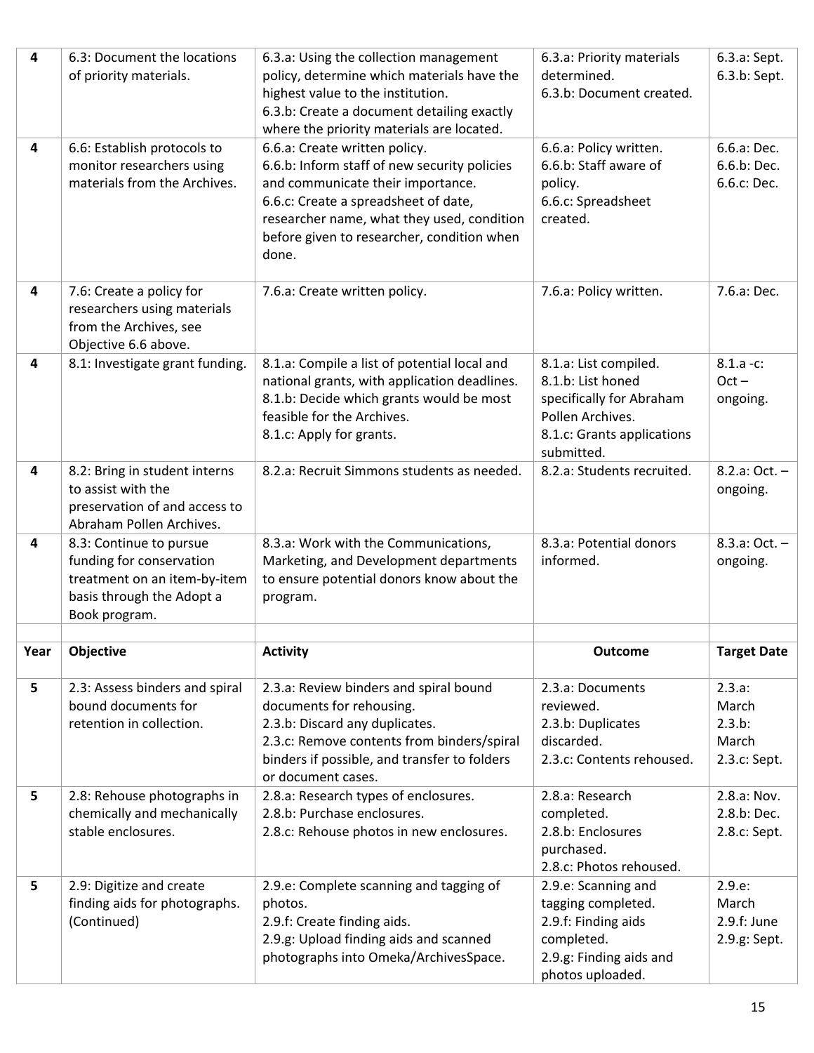| Year | Objective | Activity | Outcome | Target Date |
|---|---|---|---|---|
| 4 | 6.3: Document the locations of priority materials. | 6.3.a: Using the collection management policy, determine which materials have the highest value to the institution.<br>6.3.b: Create a document detailing exactly where the priority materials are located. | 6.3.a: Priority materials determined.<br>6.3.b: Document created. | 6.3.a: Sept.<br>6.3.b: Sept. |
| 4 | 6.6: Establish protocols to monitor researchers using materials from the Archives. | 6.6.a: Create written policy.<br>6.6.b: Inform staff of new security policies and communicate their importance.<br>6.6.c: Create a spreadsheet of date, researcher name, what they used, condition before given to researcher, condition when done. | 6.6.a: Policy written.<br>6.6.b: Staff aware of policy.<br>6.6.c: Spreadsheet created. | 6.6.a: Dec.<br>6.6.b: Dec.<br>6.6.c: Dec. |
| 4 | 7.6: Create a policy for researchers using materials from the Archives, see Objective 6.6 above. | 7.6.a: Create written policy. | 7.6.a: Policy written. | 7.6.a: Dec. |
| 4 | 8.1: Investigate grant funding. | 8.1.a: Compile a list of potential local and national grants, with application deadlines.<br>8.1.b: Decide which grants would be most feasible for the Archives.<br>8.1.c: Apply for grants. | 8.1.a: List compiled.<br>8.1.b: List honed specifically for Abraham Pollen Archives.<br>8.1.c: Grants applications submitted. | 8.1.a -c: Oct – ongoing. |
| 4 | 8.2: Bring in student interns to assist with the preservation of and access to Abraham Pollen Archives. | 8.2.a: Recruit Simmons students as needed. | 8.2.a: Students recruited. | 8.2.a: Oct. – ongoing. |
| 4 | 8.3: Continue to pursue funding for conservation treatment on an item-by-item basis through the Adopt a Book program. | 8.3.a: Work with the Communications, Marketing, and Development departments to ensure potential donors know about the program. | 8.3.a: Potential donors informed. | 8.3.a: Oct. – ongoing. |
| | | | | |
| **Year** | **Objective** | **Activity** | **Outcome** | **Target Date** |
| 5 | 2.3: Assess binders and spiral bound documents for retention in collection. | 2.3.a: Review binders and spiral bound documents for rehousing.<br>2.3.b: Discard any duplicates.<br>2.3.c: Remove contents from binders/spiral binders if possible, and transfer to folders or document cases. | 2.3.a: Documents reviewed.<br>2.3.b: Duplicates discarded.<br>2.3.c: Contents rehoused. | 2.3.a: March<br>2.3.b: March<br>2.3.c: Sept. |
| 5 | 2.8: Rehouse photographs in chemically and mechanically stable enclosures. | 2.8.a: Research types of enclosures.<br>2.8.b: Purchase enclosures.<br>2.8.c: Rehouse photos in new enclosures. | 2.8.a: Research completed.<br>2.8.b: Enclosures purchased.<br>2.8.c: Photos rehoused. | 2.8.a: Nov.<br>2.8.b: Dec.<br>2.8.c: Sept. |
| 5 | 2.9: Digitize and create finding aids for photographs. (Continued) | 2.9.e: Complete scanning and tagging of photos.<br>2.9.f: Create finding aids.<br>2.9.g: Upload finding aids and scanned photographs into Omeka/ArchivesSpace. | 2.9.e: Scanning and tagging completed.<br>2.9.f: Finding aids completed.<br>2.9.g: Finding aids and photos uploaded. | 2.9.e: March<br>2.9.f: June<br>2.9.g: Sept. |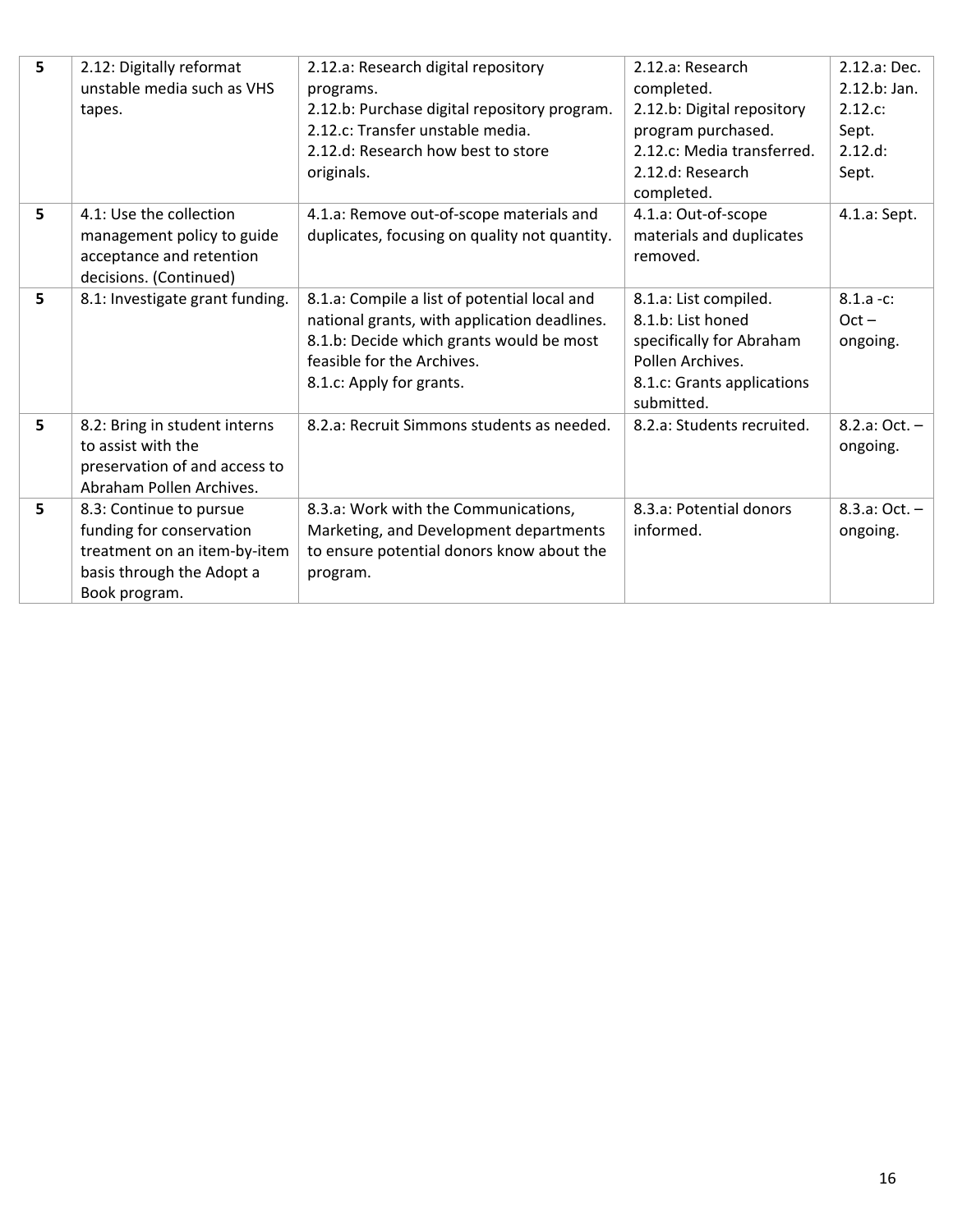| | | | | |
|---|---|---|---|---|
| **5** | 2.12: Digitally reformat unstable media such as VHS tapes. | 2.12.a: Research digital repository programs.<br>2.12.b: Purchase digital repository program.<br>2.12.c: Transfer unstable media.<br>2.12.d: Research how best to store originals. | 2.12.a: Research completed.<br>2.12.b: Digital repository program purchased.<br>2.12.c: Media transferred.<br>2.12.d: Research completed. | 2.12.a: Dec.<br>2.12.b: Jan.<br>2.12.c: Sept.<br>2.12.d: Sept. |
| **5** | 4.1: Use the collection management policy to guide acceptance and retention decisions. (Continued) | 4.1.a: Remove out-of-scope materials and duplicates, focusing on quality not quantity. | 4.1.a: Out-of-scope materials and duplicates removed. | 4.1.a: Sept. |
| **5** | 8.1: Investigate grant funding. | 8.1.a: Compile a list of potential local and national grants, with application deadlines.<br>8.1.b: Decide which grants would be most feasible for the Archives.<br>8.1.c: Apply for grants. | 8.1.a: List compiled.<br>8.1.b: List honed specifically for Abraham Pollen Archives.<br>8.1.c: Grants applications submitted. | 8.1.a -c: Oct – ongoing. |
| **5** | 8.2: Bring in student interns to assist with the preservation of and access to Abraham Pollen Archives. | 8.2.a: Recruit Simmons students as needed. | 8.2.a: Students recruited. | 8.2.a: Oct. – ongoing. |
| **5** | 8.3: Continue to pursue funding for conservation treatment on an item-by-item basis through the Adopt a Book program. | 8.3.a: Work with the Communications, Marketing, and Development departments to ensure potential donors know about the program. | 8.3.a: Potential donors informed. | 8.3.a: Oct. – ongoing. |